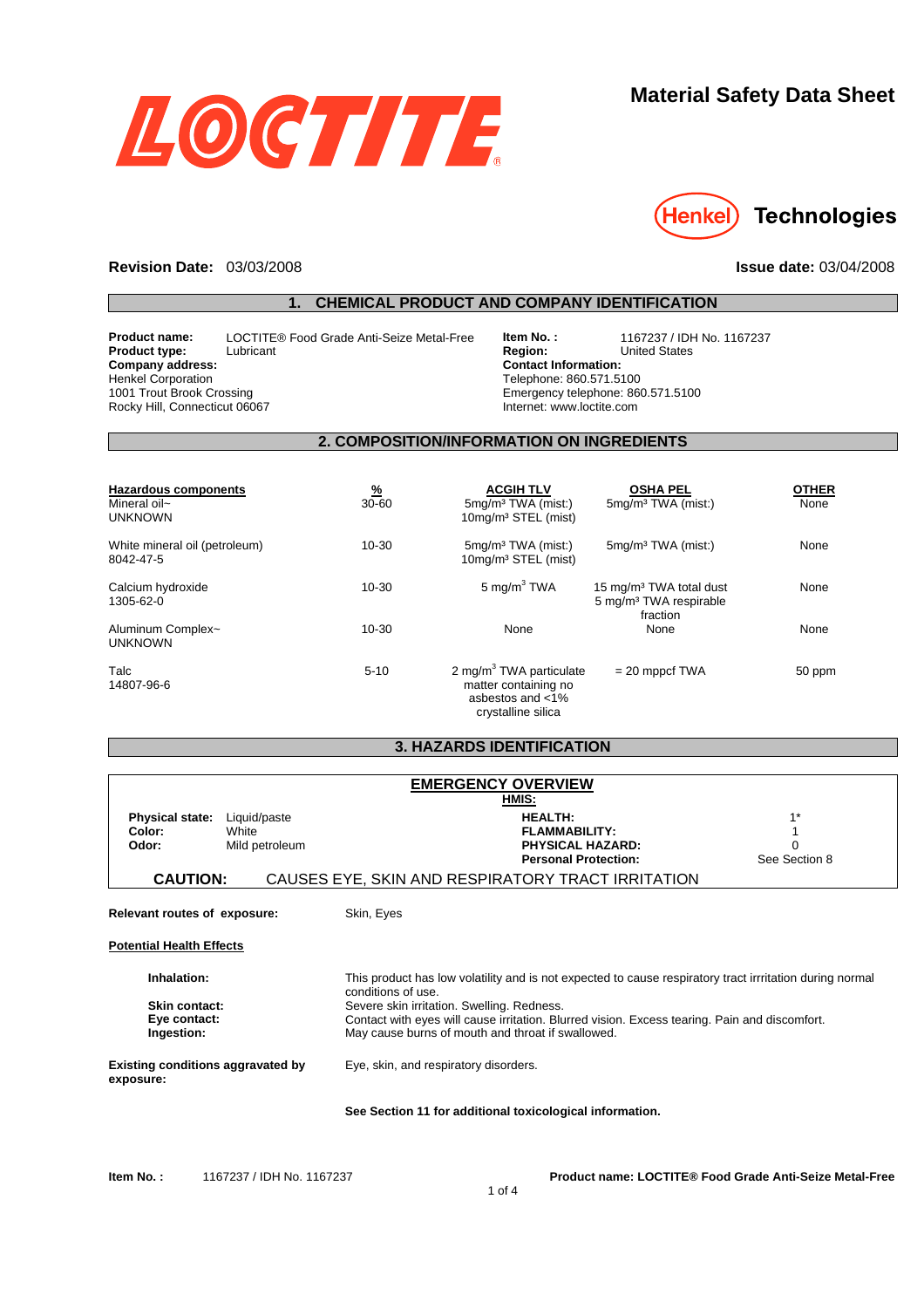# Material Safety Data Sheet

**Revision Date:** 03/03/2008 **Issue date:** 03/04/2008

## 1. CHEMICAL PRODUCT AND COMPANY IDENTIFICATION

**Product name:** LOCTITE® Food Grade Anti-Seize Metal-Free
**Product type:** Lubricant
**Company address:**
Henkel Corporation
1001 Trout Brook Crossing
Rocky Hill, Connecticut 06067

**Item No. :** 1167237 / IDH No. 1167237
**Region:** United States
**Contact Information:**
Telephone: 860.571.5100
Emergency telephone: 860.571.5100
Internet: www.loctite.com

## 2. COMPOSITION/INFORMATION ON INGREDIENTS

| Hazardous components | % | ACGIH TLV | OSHA PEL | OTHER |
|---|---|---|---|---|
| Mineral oil~ UNKNOWN | 30-60 | 5mg/m³ TWA (mist:) 10mg/m³ STEL (mist) | 5mg/m³ TWA (mist:) | None |
| White mineral oil (petroleum) 8042-47-5 | 10-30 | 5mg/m³ TWA (mist:) 10mg/m³ STEL (mist) | 5mg/m³ TWA (mist:) | None |
| Calcium hydroxide 1305-62-0 | 10-30 | 5 mg/m³ TWA | 15 mg/m³ TWA total dust 5 mg/m³ TWA respirable fraction | None |
| Aluminum Complex~ UNKNOWN | 10-30 | None | None | None |
| Talc 14807-96-6 | 5-10 | 2 mg/m³ TWA particulate matter containing no asbestos and <1% crystalline silica | = 20 mppcf TWA | 50 ppm |

## 3. HAZARDS IDENTIFICATION

### EMERGENCY OVERVIEW

**Physical state:** Liquid/paste
**Color:** White
**Odor:** Mild petroleum

**HMIS:**

| | |
|---|---|
| **HEALTH:** | 1* |
| **FLAMMABILITY:** | 1 |
| **PHYSICAL HAZARD:** | 0 |
| **Personal Protection:** | See Section 8 |

**CAUTION:** CAUSES EYE, SKIN AND RESPIRATORY TRACT IRRITATION

**Relevant routes of exposure:** Skin, Eyes

**Potential Health Effects**

**Inhalation:** This product has low volatility and is not expected to cause respiratory tract irrritation during normal conditions of use.
**Skin contact:** Severe skin irritation. Swelling. Redness.
**Eye contact:** Contact with eyes will cause irritation. Blurred vision. Excess tearing. Pain and discomfort.
**Ingestion:** May cause burns of mouth and throat if swallowed.

**Existing conditions aggravated by exposure:** Eye, skin, and respiratory disorders.

**See Section 11 for additional toxicological information.**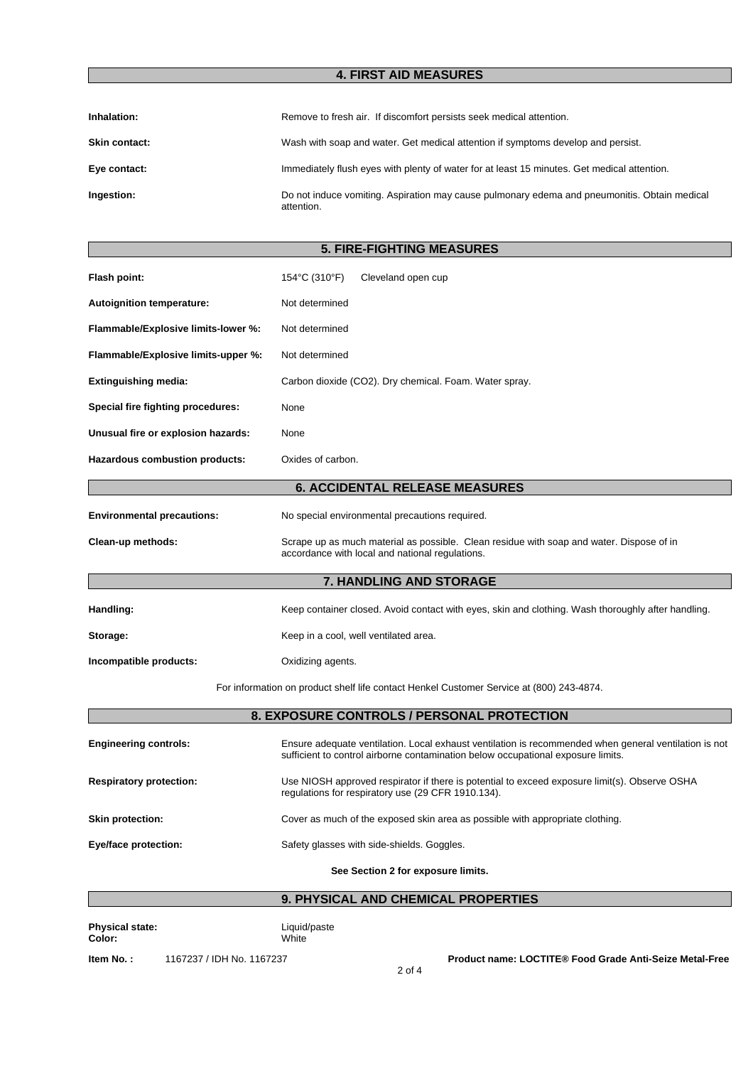## 4. FIRST AID MEASURES

**Inhalation:** Remove to fresh air. If discomfort persists seek medical attention.

**Skin contact:** Wash with soap and water. Get medical attention if symptoms develop and persist.

**Eye contact:** Immediately flush eyes with plenty of water for at least 15 minutes. Get medical attention.

**Ingestion:** Do not induce vomiting. Aspiration may cause pulmonary edema and pneumonitis. Obtain medical attention.

## 5. FIRE-FIGHTING MEASURES

**Flash point:** 154°C (310°F) Cleveland open cup

**Autoignition temperature:** Not determined

**Flammable/Explosive limits-lower %:** Not determined

**Flammable/Explosive limits-upper %:** Not determined

**Extinguishing media:** Carbon dioxide ($CO_2$). Dry chemical. Foam. Water spray.

**Special fire fighting procedures:** None

**Unusual fire or explosion hazards:** None

**Hazardous combustion products:** Oxides of carbon.

## 6. ACCIDENTAL RELEASE MEASURES

**Environmental precautions:** No special environmental precautions required.

**Clean-up methods:** Scrape up as much material as possible. Clean residue with soap and water. Dispose of in accordance with local and national regulations.

## 7. HANDLING AND STORAGE

**Handling:** Keep container closed. Avoid contact with eyes, skin and clothing. Wash thoroughly after handling.

**Storage:** Keep in a cool, well ventilated area.

**Incompatible products:** Oxidizing agents.

For information on product shelf life contact Henkel Customer Service at (800) 243-4874.

## 8. EXPOSURE CONTROLS / PERSONAL PROTECTION

**Engineering controls:** Ensure adequate ventilation. Local exhaust ventilation is recommended when general ventilation is not sufficient to control airborne contamination below occupational exposure limits.

**Respiratory protection:** Use NIOSH approved respirator if there is potential to exceed exposure limit(s). Observe OSHA regulations for respiratory use (29 CFR 1910.134).

**Skin protection:** Cover as much of the exposed skin area as possible with appropriate clothing.

**Eye/face protection:** Safety glasses with side-shields. Goggles.

**See Section 2 for exposure limits.**

## 9. PHYSICAL AND CHEMICAL PROPERTIES

**Physical state:** Liquid/paste
**Color:** White

**Item No. :** 1167237 / IDH No. 1167237 **Product name: LOCTITE® Food Grade Anti-Seize Metal-Free**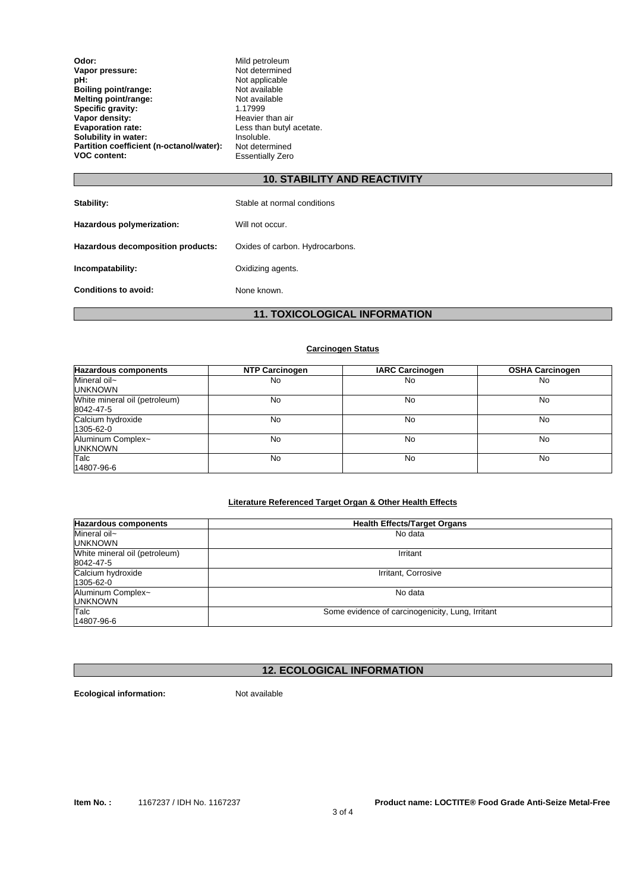**Odor:** Mild petroleum
**Vapor pressure:** Not determined
**pH:** Not applicable
**Boiling point/range:** Not available
**Melting point/range:** Not available
**Specific gravity:** 1.17999
**Vapor density:** Heavier than air
**Evaporation rate:** Less than butyl acetate.
**Solubility in water:** Insoluble.
**Partition coefficient (n-octanol/water):** Not determined
**VOC content:** Essentially Zero

## 10. STABILITY AND REACTIVITY

**Stability:** Stable at normal conditions

**Hazardous polymerization:** Will not occur.

**Hazardous decomposition products:** Oxides of carbon. Hydrocarbons.

**Incompatability:** Oxidizing agents.

**Conditions to avoid:** None known.

## 11. TOXICOLOGICAL INFORMATION

### Carcinogen Status

| Hazardous components | NTP Carcinogen | IARC Carcinogen | OSHA Carcinogen |
|---|---|---|---|
| Mineral oil~<br>UNKNOWN | No | No | No |
| White mineral oil (petroleum)<br>8042-47-5 | No | No | No |
| Calcium hydroxide<br>1305-62-0 | No | No | No |
| Aluminum Complex~<br>UNKNOWN | No | No | No |
| Talc<br>14807-96-6 | No | No | No |

### Literature Referenced Target Organ & Other Health Effects

| Hazardous components | Health Effects/Target Organs |
|---|---|
| Mineral oil~<br>UNKNOWN | No data |
| White mineral oil (petroleum)<br>8042-47-5 | Irritant |
| Calcium hydroxide<br>1305-62-0 | Irritant, Corrosive |
| Aluminum Complex~<br>UNKNOWN | No data |
| Talc<br>14807-96-6 | Some evidence of carcinogenicity, Lung, Irritant |

## 12. ECOLOGICAL INFORMATION

**Ecological information:** Not available

**Item No. :** 1167237 / IDH No. 1167237 **Product name: LOCTITE® Food Grade Anti-Seize Metal-Free**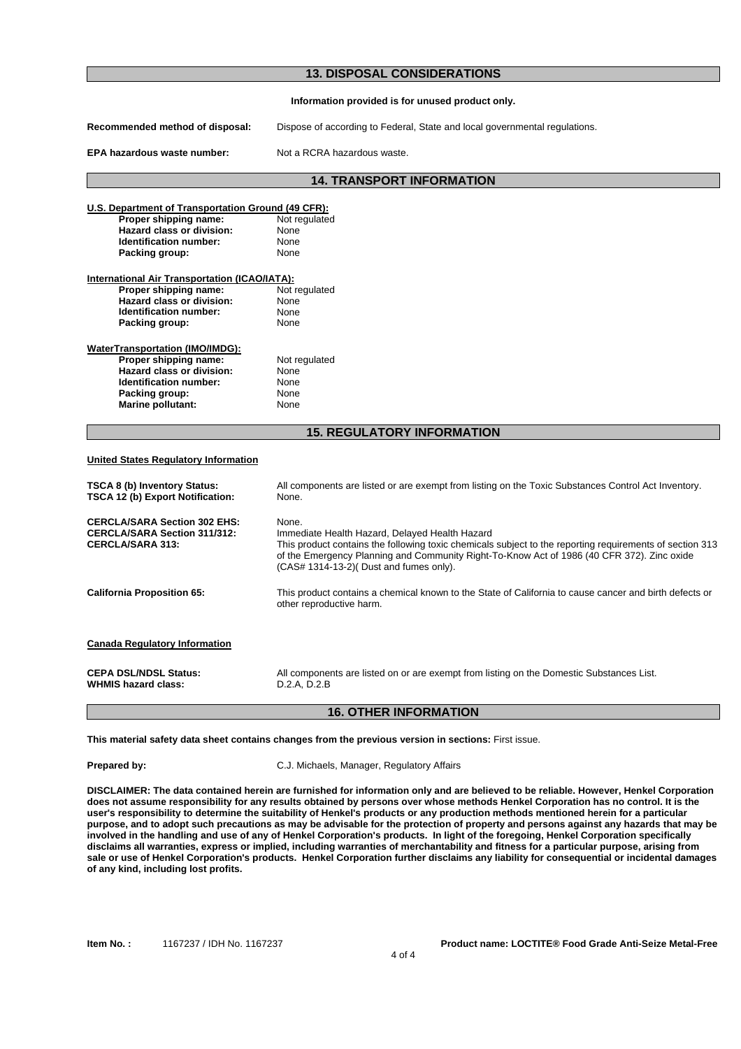## 13. DISPOSAL CONSIDERATIONS

**Information provided is for unused product only.**

**Recommended method of disposal:** Dispose of according to Federal, State and local governmental regulations.

**EPA hazardous waste number:** Not a RCRA hazardous waste.

## 14. TRANSPORT INFORMATION

**U.S. Department of Transportation Ground (49 CFR):**

| | |
|---|---|
| **Proper shipping name:** | Not regulated |
| **Hazard class or division:** | None |
| **Identification number:** | None |
| **Packing group:** | None |

**International Air Transportation (ICAO/IATA):**

| | |
|---|---|
| **Proper shipping name:** | Not regulated |
| **Hazard class or division:** | None |
| **Identification number:** | None |
| **Packing group:** | None |

**WaterTransportation (IMO/IMDG):**

| | |
|---|---|
| **Proper shipping name:** | Not regulated |
| **Hazard class or division:** | None |
| **Identification number:** | None |
| **Packing group:** | None |
| **Marine pollutant:** | None |

## 15. REGULATORY INFORMATION

**United States Regulatory Information**

**TSCA 8 (b) Inventory Status:** All components are listed or are exempt from listing on the Toxic Substances Control Act Inventory.
**TSCA 12 (b) Export Notification:** None.

**CERCLA/SARA Section 302 EHS:** None.
**CERCLA/SARA Section 311/312:** Immediate Health Hazard, Delayed Health Hazard
**CERCLA/SARA 313:** This product contains the following toxic chemicals subject to the reporting requirements of section 313 of the Emergency Planning and Community Right-To-Know Act of 1986 (40 CFR 372). Zinc oxide (CAS# 1314-13-2)( Dust and fumes only).

**California Proposition 65:** This product contains a chemical known to the State of California to cause cancer and birth defects or other reproductive harm.

**Canada Regulatory Information**

**CEPA DSL/NDSL Status:** All components are listed on or are exempt from listing on the Domestic Substances List.
**WHMIS hazard class:** D.2.A, D.2.B

## 16. OTHER INFORMATION

**This material safety data sheet contains changes from the previous version in sections:** First issue.

**Prepared by:** C.J. Michaels, Manager, Regulatory Affairs

**DISCLAIMER: The data contained herein are furnished for information only and are believed to be reliable. However, Henkel Corporation does not assume responsibility for any results obtained by persons over whose methods Henkel Corporation has no control. It is the user's responsibility to determine the suitability of Henkel's products or any production methods mentioned herein for a particular purpose, and to adopt such precautions as may be advisable for the protection of property and persons against any hazards that may be involved in the handling and use of any of Henkel Corporation's products. In light of the foregoing, Henkel Corporation specifically disclaims all warranties, express or implied, including warranties of merchantability and fitness for a particular purpose, arising from sale or use of Henkel Corporation's products. Henkel Corporation further disclaims any liability for consequential or incidental damages of any kind, including lost profits.**